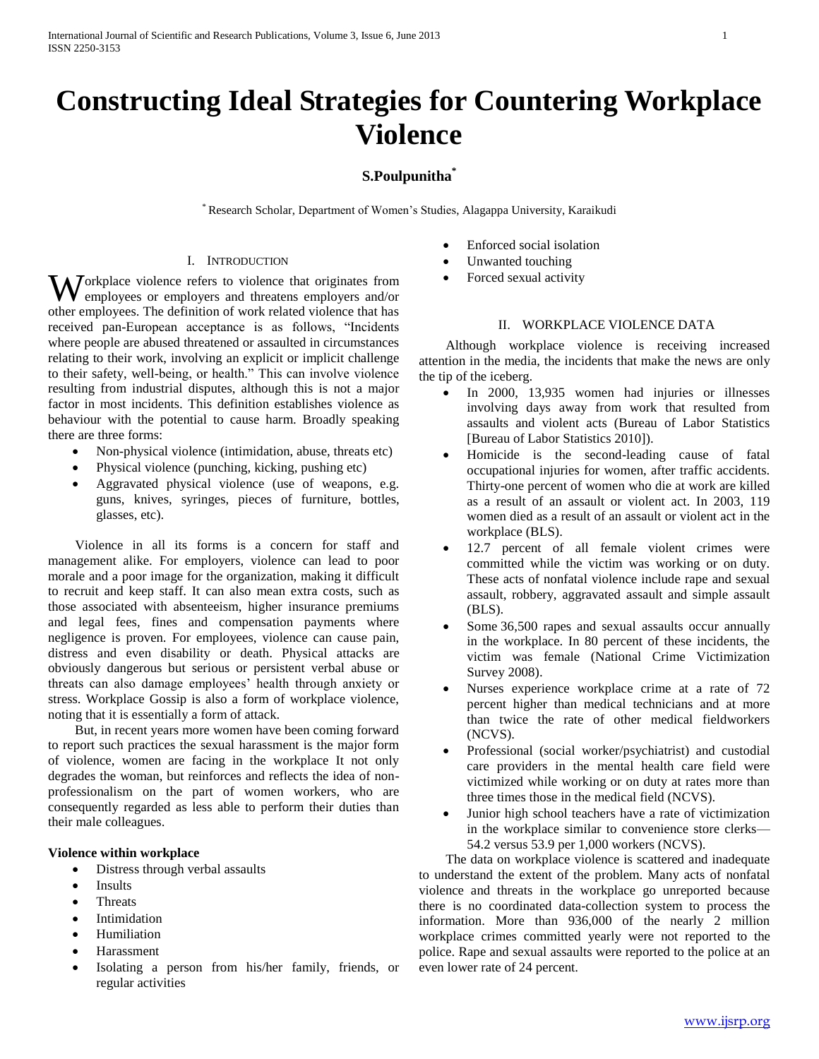# Constructing Ideal Strategies for Countering Workplace Violence

**S.Poulpunitha***

* Research Scholar, Department of Women's Studies, Alagappa University, Karaikudi

## I. Introduction

Workplace violence refers to violence that originates from employees or employers and threatens employers and/or other employees. The definition of work related violence that has received pan-European acceptance is as follows, "Incidents where people are abused threatened or assaulted in circumstances relating to their work, involving an explicit or implicit challenge to their safety, well-being, or health." This can involve violence resulting from industrial disputes, although this is not a major factor in most incidents. This definition establishes violence as behaviour with the potential to cause harm. Broadly speaking there are three forms:

- Non-physical violence (intimidation, abuse, threats etc)
- Physical violence (punching, kicking, pushing etc)
- Aggravated physical violence (use of weapons, e.g. guns, knives, syringes, pieces of furniture, bottles, glasses, etc).

Violence in all its forms is a concern for staff and management alike. For employers, violence can lead to poor morale and a poor image for the organization, making it difficult to recruit and keep staff. It can also mean extra costs, such as those associated with absenteeism, higher insurance premiums and legal fees, fines and compensation payments where negligence is proven. For employees, violence can cause pain, distress and even disability or death. Physical attacks are obviously dangerous but serious or persistent verbal abuse or threats can also damage employees' health through anxiety or stress. Workplace Gossip is also a form of workplace violence, noting that it is essentially a form of attack.

But, in recent years more women have been coming forward to report such practices the sexual harassment is the major form of violence, women are facing in the workplace It not only degrades the woman, but reinforces and reflects the idea of non-professionalism on the part of women workers, who are consequently regarded as less able to perform their duties than their male colleagues.

**Violence within workplace**

- Distress through verbal assaults
- Insults
- Threats
- Intimidation
- Humiliation
- Harassment
- Isolating a person from his/her family, friends, or regular activities
- Enforced social isolation
- Unwanted touching
- Forced sexual activity

## II. Workplace Violence Data

Although workplace violence is receiving increased attention in the media, the incidents that make the news are only the tip of the iceberg.

- In 2000, 13,935 women had injuries or illnesses involving days away from work that resulted from assaults and violent acts (Bureau of Labor Statistics [Bureau of Labor Statistics 2010]).
- Homicide is the second-leading cause of fatal occupational injuries for women, after traffic accidents. Thirty-one percent of women who die at work are killed as a result of an assault or violent act. In 2003, 119 women died as a result of an assault or violent act in the workplace (BLS).
- 12.7 percent of all female violent crimes were committed while the victim was working or on duty. These acts of nonfatal violence include rape and sexual assault, robbery, aggravated assault and simple assault (BLS).
- Some 36,500 rapes and sexual assaults occur annually in the workplace. In 80 percent of these incidents, the victim was female (National Crime Victimization Survey 2008).
- Nurses experience workplace crime at a rate of 72 percent higher than medical technicians and at more than twice the rate of other medical fieldworkers (NCVS).
- Professional (social worker/psychiatrist) and custodial care providers in the mental health care field were victimized while working or on duty at rates more than three times those in the medical field (NCVS).
- Junior high school teachers have a rate of victimization in the workplace similar to convenience store clerks—54.2 versus 53.9 per 1,000 workers (NCVS).

The data on workplace violence is scattered and inadequate to understand the extent of the problem. Many acts of nonfatal violence and threats in the workplace go unreported because there is no coordinated data-collection system to process the information. More than 936,000 of the nearly 2 million workplace crimes committed yearly were not reported to the police. Rape and sexual assaults were reported to the police at an even lower rate of 24 percent.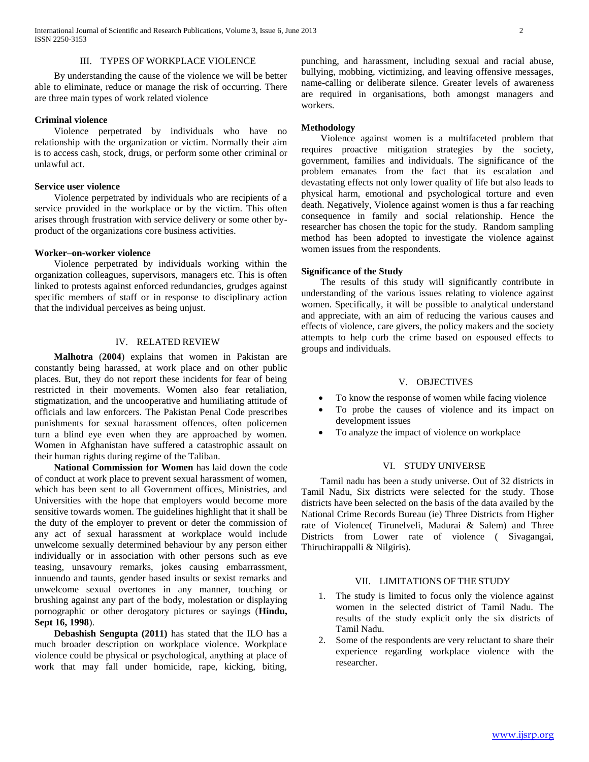## III. TYPES OF WORKPLACE VIOLENCE

By understanding the cause of the violence we will be better able to eliminate, reduce or manage the risk of occurring. There are three main types of work related violence

**Criminal violence**

Violence perpetrated by individuals who have no relationship with the organization or victim. Normally their aim is to access cash, stock, drugs, or perform some other criminal or unlawful act.

**Service user violence**

Violence perpetrated by individuals who are recipients of a service provided in the workplace or by the victim. This often arises through frustration with service delivery or some other by-product of the organizations core business activities.

**Worker–on-worker violence**

Violence perpetrated by individuals working within the organization colleagues, supervisors, managers etc. This is often linked to protests against enforced redundancies, grudges against specific members of staff or in response to disciplinary action that the individual perceives as being unjust.

## IV. RELATED REVIEW

**Malhotra** (**2004**) explains that women in Pakistan are constantly being harassed, at work place and on other public places. But, they do not report these incidents for fear of being restricted in their movements. Women also fear retaliation, stigmatization, and the uncooperative and humiliating attitude of officials and law enforcers. The Pakistan Penal Code prescribes punishments for sexual harassment offences, often policemen turn a blind eye even when they are approached by women. Women in Afghanistan have suffered a catastrophic assault on their human rights during regime of the Taliban.

**National Commission for Women** has laid down the code of conduct at work place to prevent sexual harassment of women, which has been sent to all Government offices, Ministries, and Universities with the hope that employers would become more sensitive towards women. The guidelines highlight that it shall be the duty of the employer to prevent or deter the commission of any act of sexual harassment at workplace would include unwelcome sexually determined behaviour by any person either individually or in association with other persons such as eve teasing, unsavoury remarks, jokes causing embarrassment, innuendo and taunts, gender based insults or sexist remarks and unwelcome sexual overtones in any manner, touching or brushing against any part of the body, molestation or displaying pornographic or other derogatory pictures or sayings (**Hindu, Sept 16, 1998**).

**Debashish Sengupta (2011)** has stated that the ILO has a much broader description on workplace violence. Workplace violence could be physical or psychological, anything at place of work that may fall under homicide, rape, kicking, biting, punching, and harassment, including sexual and racial abuse, bullying, mobbing, victimizing, and leaving offensive messages, name-calling or deliberate silence. Greater levels of awareness are required in organisations, both amongst managers and workers.

**Methodology**

Violence against women is a multifaceted problem that requires proactive mitigation strategies by the society, government, families and individuals. The significance of the problem emanates from the fact that its escalation and devastating effects not only lower quality of life but also leads to physical harm, emotional and psychological torture and even death. Negatively, Violence against women is thus a far reaching consequence in family and social relationship. Hence the researcher has chosen the topic for the study. Random sampling method has been adopted to investigate the violence against women issues from the respondents.

**Significance of the Study**

The results of this study will significantly contribute in understanding of the various issues relating to violence against women. Specifically, it will be possible to analytical understand and appreciate, with an aim of reducing the various causes and effects of violence, care givers, the policy makers and the society attempts to help curb the crime based on espoused effects to groups and individuals.

## V. OBJECTIVES

- To know the response of women while facing violence
- To probe the causes of violence and its impact on development issues
- To analyze the impact of violence on workplace

## VI. STUDY UNIVERSE

Tamil nadu has been a study universe. Out of 32 districts in Tamil Nadu, Six districts were selected for the study. Those districts have been selected on the basis of the data availed by the National Crime Records Bureau (ie) Three Districts from Higher rate of Violence( Tirunelveli, Madurai & Salem) and Three Districts from Lower rate of violence ( Sivagangai, Thiruchirappalli & Nilgiris).

## VII. LIMITATIONS OF THE STUDY

1. The study is limited to focus only the violence against women in the selected district of Tamil Nadu. The results of the study explicit only the six districts of Tamil Nadu.
2. Some of the respondents are very reluctant to share their experience regarding workplace violence with the researcher.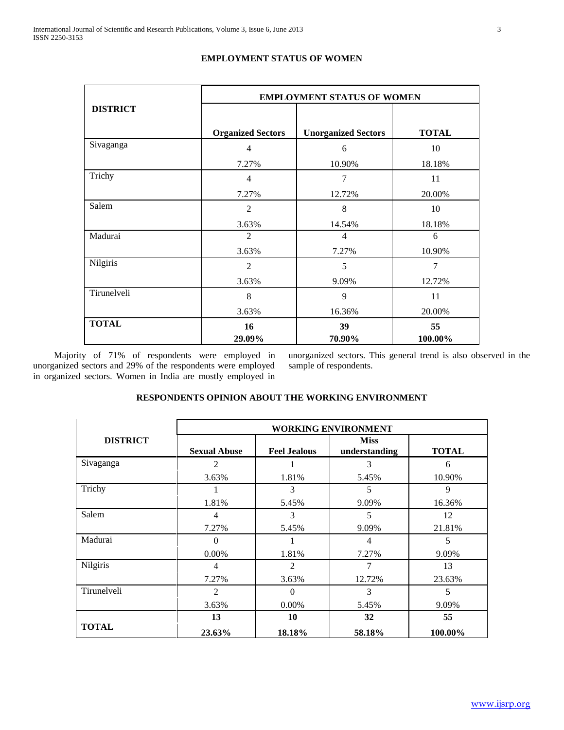## EMPLOYMENT STATUS OF WOMEN

| DISTRICT | EMPLOYMENT STATUS OF WOMEN | | |
|---|---|---|---|
| | Organized Sectors | Unorganized Sectors | TOTAL |
| Sivaganga | 4<br>7.27% | 6<br>10.90% | 10<br>18.18% |
| Trichy | 4<br>7.27% | 7<br>12.72% | 11<br>20.00% |
| Salem | 2<br>3.63% | 8<br>14.54% | 10<br>18.18% |
| Madurai | 2<br>3.63% | 4<br>7.27% | 6<br>10.90% |
| Nilgiris | 2<br>3.63% | 5<br>9.09% | 7<br>12.72% |
| Tirunelveli | 8<br>3.63% | 9<br>16.36% | 11<br>20.00% |
| **TOTAL** | **16**<br>**29.09%** | **39**<br>**70.90%** | **55**<br>**100.00%** |

Majority of 71% of respondents were employed in unorganized sectors and 29% of the respondents were employed in organized sectors. Women in India are mostly employed in unorganized sectors. This general trend is also observed in the sample of respondents.

## RESPONDENTS OPINION ABOUT THE WORKING ENVIRONMENT

| DISTRICT | WORKING ENVIRONMENT | | | |
|---|---|---|---|---|
| | Sexual Abuse | Feel Jealous | Miss understanding | TOTAL |
| Sivaganga | 2<br>3.63% | 1<br>1.81% | 3<br>5.45% | 6<br>10.90% |
| Trichy | 1<br>1.81% | 3<br>5.45% | 5<br>9.09% | 9<br>16.36% |
| Salem | 4<br>7.27% | 3<br>5.45% | 5<br>9.09% | 12<br>21.81% |
| Madurai | 0<br>0.00% | 1<br>1.81% | 4<br>7.27% | 5<br>9.09% |
| Nilgiris | 4<br>7.27% | 2<br>3.63% | 7<br>12.72% | 13<br>23.63% |
| Tirunelveli | 2<br>3.63% | 0<br>0.00% | 3<br>5.45% | 5<br>9.09% |
| **TOTAL** | **13**<br>**23.63%** | **10**<br>**18.18%** | **32**<br>**58.18%** | **55**<br>**100.00%** |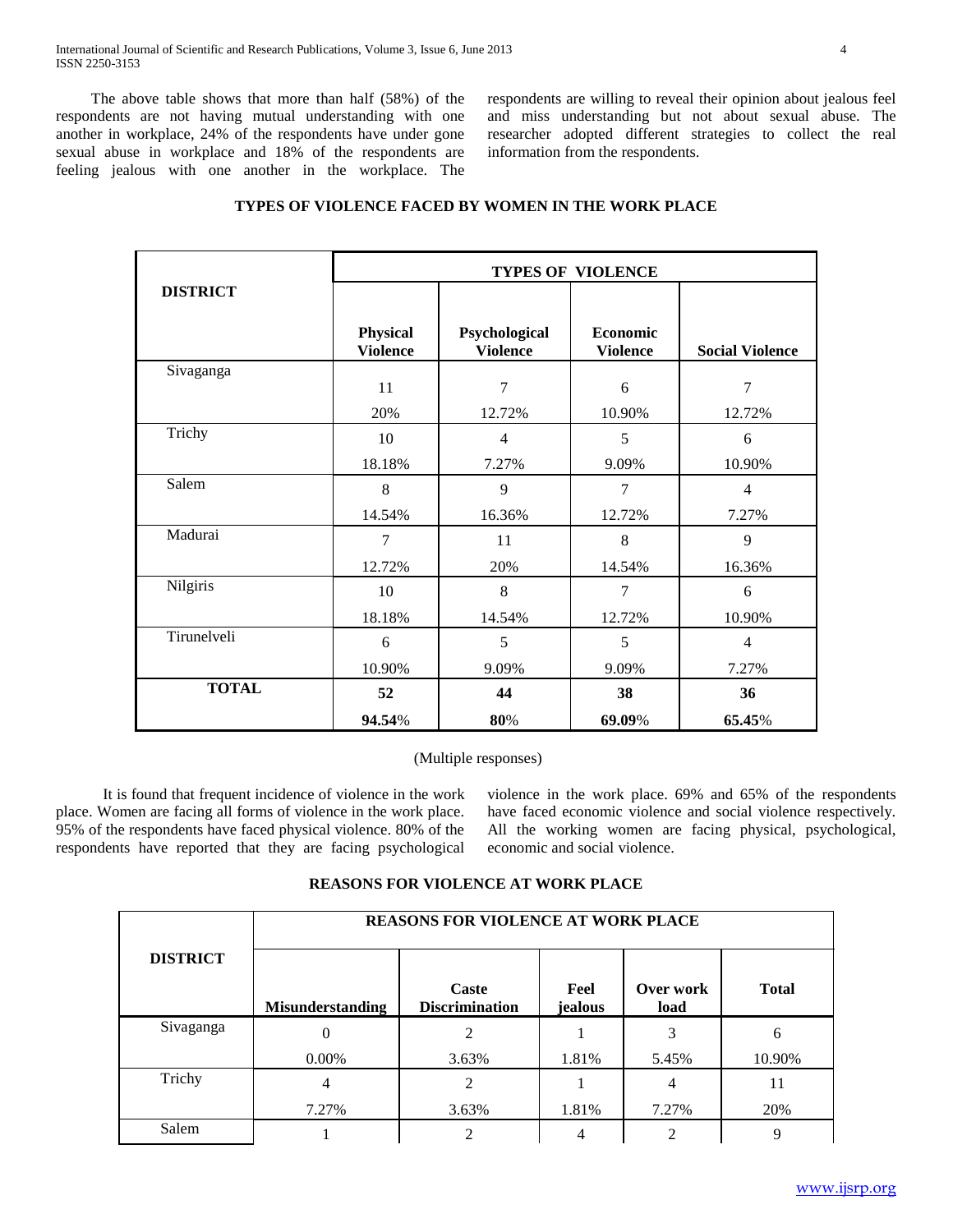The above table shows that more than half (58%) of the respondents are not having mutual understanding with one another in workplace, 24% of the respondents have under gone sexual abuse in workplace and 18% of the respondents are feeling jealous with one another in the workplace. The respondents are willing to reveal their opinion about jealous feel and miss understanding but not about sexual abuse. The researcher adopted different strategies to collect the real information from the respondents.

### TYPES OF VIOLENCE FACED BY WOMEN IN THE WORK PLACE

| DISTRICT | TYPES OF VIOLENCE | | | |
|---|---|---|---|---|
| | **Physical Violence** | **Psychological Violence** | **Economic Violence** | **Social Violence** |
| Sivaganga | 11<br>20% | 7<br>12.72% | 6<br>10.90% | 7<br>12.72% |
| Trichy | 10<br>18.18% | 4<br>7.27% | 5<br>9.09% | 6<br>10.90% |
| Salem | 8<br>14.54% | 9<br>16.36% | 7<br>12.72% | 4<br>7.27% |
| Madurai | 7<br>12.72% | 11<br>20% | 8<br>14.54% | 9<br>16.36% |
| Nilgiris | 10<br>18.18% | 8<br>14.54% | 7<br>12.72% | 6<br>10.90% |
| Tirunelveli | 6<br>10.90% | 5<br>9.09% | 5<br>9.09% | 4<br>7.27% |
| **TOTAL** | **52**<br>**94.54**% | **44**<br>**80**% | **38**<br>**69.09**% | **36**<br>**65.45**% |

(Multiple responses)

It is found that frequent incidence of violence in the work place. Women are facing all forms of violence in the work place. 95% of the respondents have faced physical violence. 80% of the respondents have reported that they are facing psychological violence in the work place. 69% and 65% of the respondents have faced economic violence and social violence respectively. All the working women are facing physical, psychological, economic and social violence.

### REASONS FOR VIOLENCE AT WORK PLACE

| DISTRICT | REASONS FOR VIOLENCE AT WORK PLACE | | | | |
|---|---|---|---|---|---|
| | **Misunderstanding** | **Caste Discrimination** | **Feel jealous** | **Over work load** | **Total** |
| Sivaganga | 0<br>0.00% | 2<br>3.63% | 1<br>1.81% | 3<br>5.45% | 6<br>10.90% |
| Trichy | 4<br>7.27% | 2<br>3.63% | 1<br>1.81% | 4<br>7.27% | 11<br>20% |
| Salem | 1 | 2 | 4 | 2 | 9 |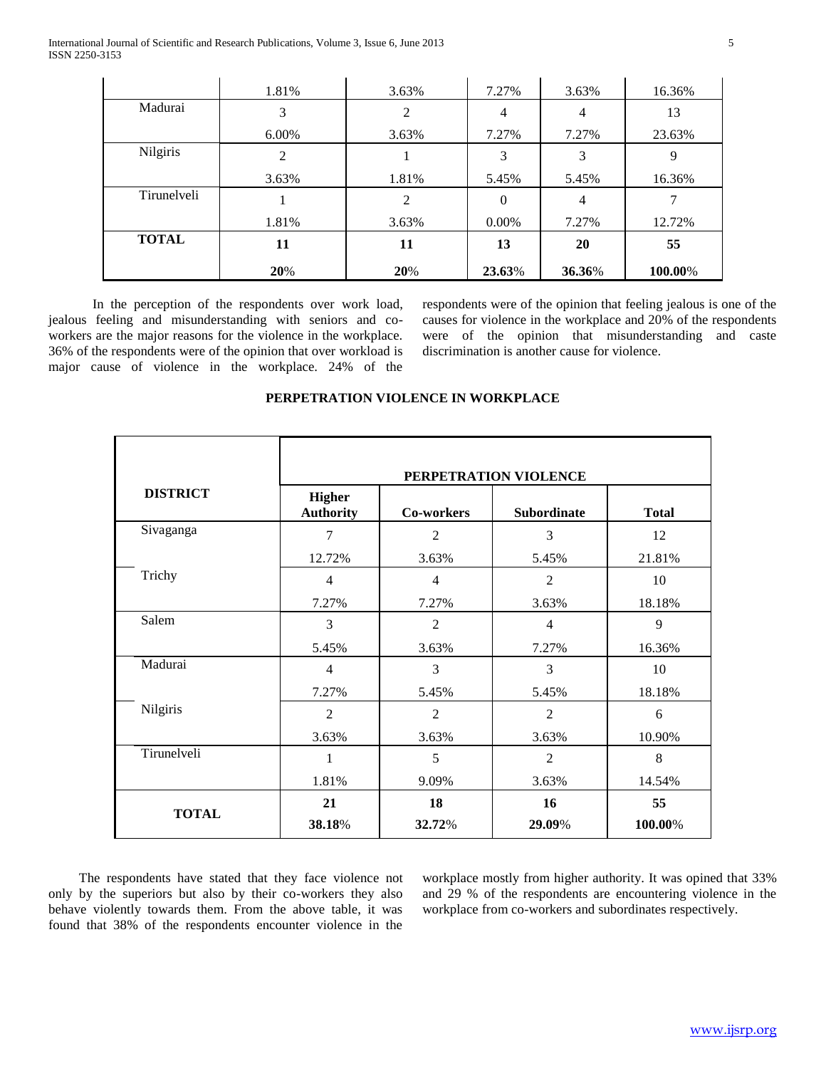|  | | | | | |
|---|---|---|---|---|---|
|  | 1.81% | 3.63% | 7.27% | 3.63% | 16.36% |
| Madurai | 3 | 2 | 4 | 4 | 13 |
|  | 6.00% | 3.63% | 7.27% | 7.27% | 23.63% |
| Nilgiris | 2 | 1 | 3 | 3 | 9 |
|  | 3.63% | 1.81% | 5.45% | 5.45% | 16.36% |
| Tirunelveli | 1 | 2 | 0 | 4 | 7 |
|  | 1.81% | 3.63% | 0.00% | 7.27% | 12.72% |
| **TOTAL** | **11** | **11** | **13** | **20** | **55** |
|  | **20**% | **20**% | **23.63**% | **36.36**% | **100.00**% |

In the perception of the respondents over work load, jealous feeling and misunderstanding with seniors and co-workers are the major reasons for the violence in the workplace. 36% of the respondents were of the opinion that over workload is major cause of violence in the workplace. 24% of the respondents were of the opinion that feeling jealous is one of the causes for violence in the workplace and 20% of the respondents were of the opinion that misunderstanding and caste discrimination is another cause for violence.

**PERPETRATION VIOLENCE IN WORKPLACE**

| DISTRICT | PERPETRATION VIOLENCE | | | |
|---|---|---|---|---|
|  | **Higher Authority** | **Co-workers** | **Subordinate** | **Total** |
| Sivaganga | 7 | 2 | 3 | 12 |
|  | 12.72% | 3.63% | 5.45% | 21.81% |
| Trichy | 4 | 4 | 2 | 10 |
|  | 7.27% | 7.27% | 3.63% | 18.18% |
| Salem | 3 | 2 | 4 | 9 |
|  | 5.45% | 3.63% | 7.27% | 16.36% |
| Madurai | 4 | 3 | 3 | 10 |
|  | 7.27% | 5.45% | 5.45% | 18.18% |
| Nilgiris | 2 | 2 | 2 | 6 |
|  | 3.63% | 3.63% | 3.63% | 10.90% |
| Tirunelveli | 1 | 5 | 2 | 8 |
|  | 1.81% | 9.09% | 3.63% | 14.54% |
| **TOTAL** | **21** | **18** | **16** | **55** |
|  | **38.18**% | **32.72**% | **29.09**% | **100.00**% |

The respondents have stated that they face violence not only by the superiors but also by their co-workers they also behave violently towards them. From the above table, it was found that 38% of the respondents encounter violence in the workplace mostly from higher authority. It was opined that 33% and 29 % of the respondents are encountering violence in the workplace from co-workers and subordinates respectively.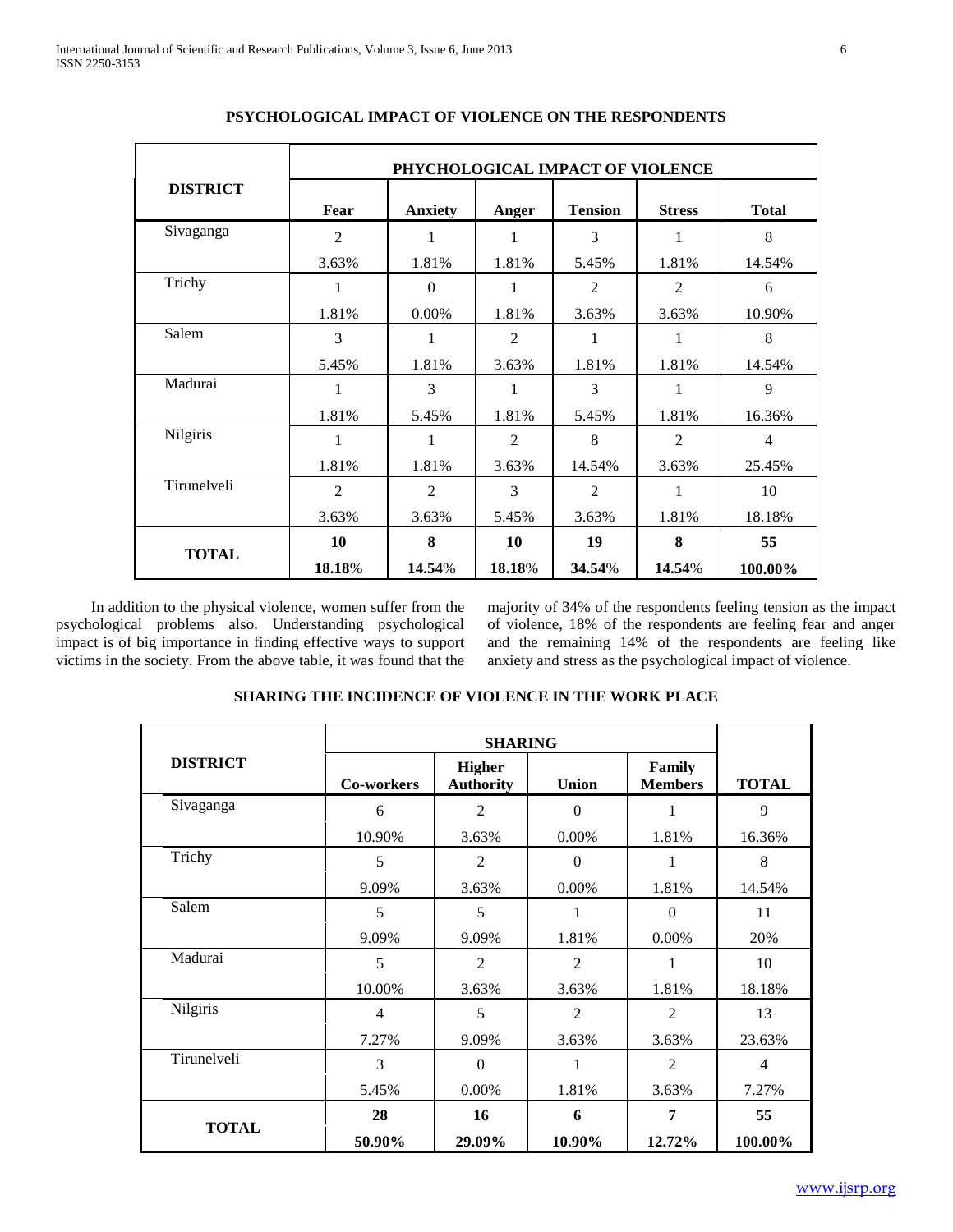## PSYCHOLOGICAL IMPACT OF VIOLENCE ON THE RESPONDENTS

| DISTRICT | PHYCHOLOGICAL IMPACT OF VIOLENCE | | | | | |
|---|---|---|---|---|---|---|
| | Fear | Anxiety | Anger | Tension | Stress | Total |
| Sivaganga | 2 | 1 | 1 | 3 | 1 | 8 |
| | 3.63% | 1.81% | 1.81% | 5.45% | 1.81% | 14.54% |
| Trichy | 1 | 0 | 1 | 2 | 2 | 6 |
| | 1.81% | 0.00% | 1.81% | 3.63% | 3.63% | 10.90% |
| Salem | 3 | 1 | 2 | 1 | 1 | 8 |
| | 5.45% | 1.81% | 3.63% | 1.81% | 1.81% | 14.54% |
| Madurai | 1 | 3 | 1 | 3 | 1 | 9 |
| | 1.81% | 5.45% | 1.81% | 5.45% | 1.81% | 16.36% |
| Nilgiris | 1 | 1 | 2 | 8 | 2 | 4 |
| | 1.81% | 1.81% | 3.63% | 14.54% | 3.63% | 25.45% |
| Tirunelveli | 2 | 2 | 3 | 2 | 1 | 10 |
| | 3.63% | 3.63% | 5.45% | 3.63% | 1.81% | 18.18% |
| **TOTAL** | **10** | **8** | **10** | **19** | **8** | **55** |
| | **18.18**% | **14.54**% | **18.18**% | **34.54**% | **14.54**% | **100.00%** |

In addition to the physical violence, women suffer from the psychological problems also. Understanding psychological impact is of big importance in finding effective ways to support victims in the society. From the above table, it was found that the majority of 34% of the respondents feeling tension as the impact of violence, 18% of the respondents are feeling fear and anger and the remaining 14% of the respondents are feeling like anxiety and stress as the psychological impact of violence.

## SHARING THE INCIDENCE OF VIOLENCE IN THE WORK PLACE

| DISTRICT | SHARING | | | | |
|---|---|---|---|---|---|
| | Co-workers | Higher Authority | Union | Family Members | TOTAL |
| Sivaganga | 6 | 2 | 0 | 1 | 9 |
| | 10.90% | 3.63% | 0.00% | 1.81% | 16.36% |
| Trichy | 5 | 2 | 0 | 1 | 8 |
| | 9.09% | 3.63% | 0.00% | 1.81% | 14.54% |
| Salem | 5 | 5 | 1 | 0 | 11 |
| | 9.09% | 9.09% | 1.81% | 0.00% | 20% |
| Madurai | 5 | 2 | 2 | 1 | 10 |
| | 10.00% | 3.63% | 3.63% | 1.81% | 18.18% |
| Nilgiris | 4 | 5 | 2 | 2 | 13 |
| | 7.27% | 9.09% | 3.63% | 3.63% | 23.63% |
| Tirunelveli | 3 | 0 | 1 | 2 | 4 |
| | 5.45% | 0.00% | 1.81% | 3.63% | 7.27% |
| **TOTAL** | **28** | **16** | **6** | **7** | **55** |
| | **50.90%** | **29.09%** | **10.90%** | **12.72%** | **100.00%** |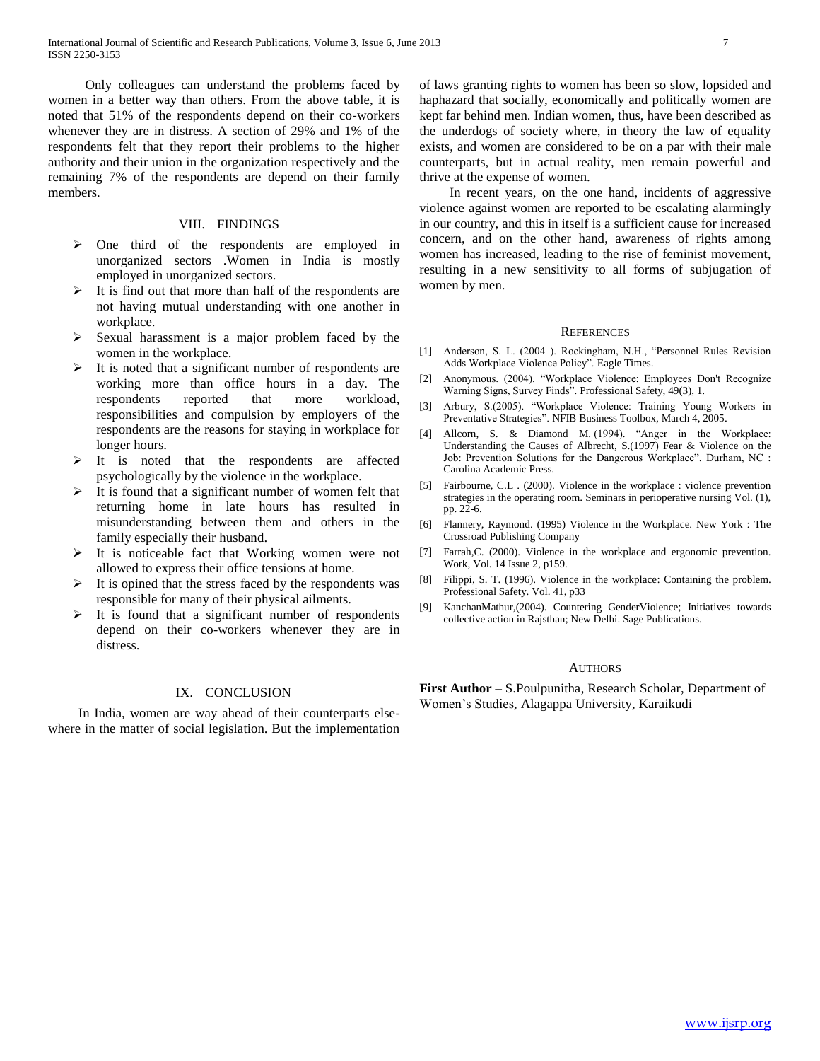Only colleagues can understand the problems faced by women in a better way than others. From the above table, it is noted that 51% of the respondents depend on their co-workers whenever they are in distress. A section of 29% and 1% of the respondents felt that they report their problems to the higher authority and their union in the organization respectively and the remaining 7% of the respondents are depend on their family members.

## VIII. Findings

- One third of the respondents are employed in unorganized sectors .Women in India is mostly employed in unorganized sectors.
- It is find out that more than half of the respondents are not having mutual understanding with one another in workplace.
- Sexual harassment is a major problem faced by the women in the workplace.
- It is noted that a significant number of respondents are working more than office hours in a day. The respondents reported that more workload, responsibilities and compulsion by employers of the respondents are the reasons for staying in workplace for longer hours.
- It is noted that the respondents are affected psychologically by the violence in the workplace.
- It is found that a significant number of women felt that returning home in late hours has resulted in misunderstanding between them and others in the family especially their husband.
- It is noticeable fact that Working women were not allowed to express their office tensions at home.
- It is opined that the stress faced by the respondents was responsible for many of their physical ailments.
- It is found that a significant number of respondents depend on their co-workers whenever they are in distress.

## IX. Conclusion

In India, women are way ahead of their counterparts elsewhere in the matter of social legislation. But the implementation of laws granting rights to women has been so slow, lopsided and haphazard that socially, economically and politically women are kept far behind men. Indian women, thus, have been described as the underdogs of society where, in theory the law of equality exists, and women are considered to be on a par with their male counterparts, but in actual reality, men remain powerful and thrive at the expense of women.

In recent years, on the one hand, incidents of aggressive violence against women are reported to be escalating alarmingly in our country, and this in itself is a sufficient cause for increased concern, and on the other hand, awareness of rights among women has increased, leading to the rise of feminist movement, resulting in a new sensitivity to all forms of subjugation of women by men.

## References

[1] Anderson, S. L. (2004 ). Rockingham, N.H., "Personnel Rules Revision Adds Workplace Violence Policy". Eagle Times.

[2] Anonymous. (2004). "Workplace Violence: Employees Don't Recognize Warning Signs, Survey Finds". Professional Safety, 49(3), 1.

[3] Arbury, S.(2005). "Workplace Violence: Training Young Workers in Preventative Strategies". NFIB Business Toolbox, March 4, 2005.

[4] Allcorn, S. & Diamond M. (1994). "Anger in the Workplace: Understanding the Causes of Albrecht, S.(1997) Fear & Violence on the Job: Prevention Solutions for the Dangerous Workplace". Durham, NC : Carolina Academic Press.

[5] Fairbourne, C.L . (2000). Violence in the workplace : violence prevention strategies in the operating room. Seminars in perioperative nursing Vol. (1), pp. 22-6.

[6] Flannery, Raymond. (1995) Violence in the Workplace. New York : The Crossroad Publishing Company

[7] Farrah,C. (2000). Violence in the workplace and ergonomic prevention. Work, Vol. 14 Issue 2, p159.

[8] Filippi, S. T. (1996). Violence in the workplace: Containing the problem. Professional Safety. Vol. 41, p33

[9] KanchanMathur,(2004). Countering GenderViolence; Initiatives towards collective action in Rajsthan; New Delhi. Sage Publications.

## Authors

**First Author** – S.Poulpunitha, Research Scholar, Department of Women's Studies, Alagappa University, Karaikudi